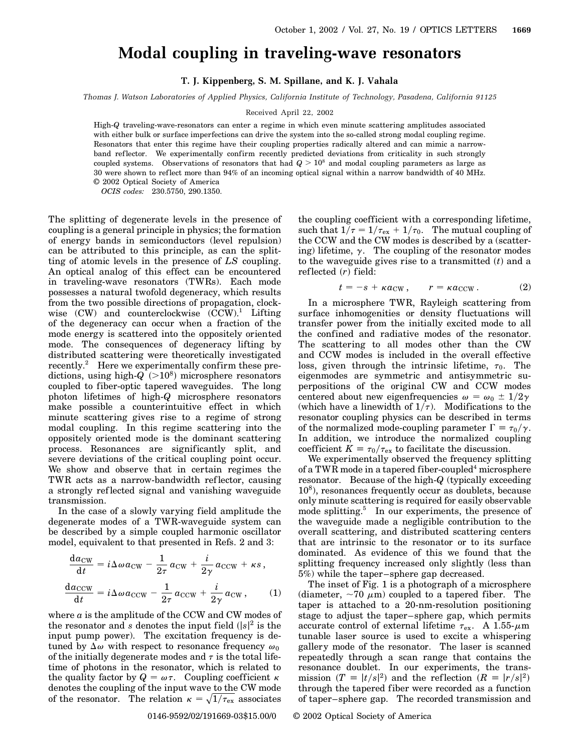# Modal coupling in traveling-wave resonators

**T. J. Kippenberg, S. M. Spillane, and K. J. Vahala**

*Thomas J. Watson Laboratories of Applied Physics, California Institute of Technology, Pasadena, California 91125*

Received April 22, 2002

High-$Q$ traveling-wave-resonators can enter a regime in which even minute scattering amplitudes associated with either bulk or surface imperfections can drive the system into the so-called strong modal coupling regime. Resonators that enter this regime have their coupling properties radically altered and can mimic a narrow-band reflector. We experimentally confirm recently predicted deviations from criticality in such strongly coupled systems. Observations of resonators that had $Q > 10^8$ and modal coupling parameters as large as 30 were shown to reflect more than 94% of an incoming optical signal within a narrow bandwidth of 40 MHz. © 2002 Optical Society of America

*OCIS codes:* 230.5750, 290.1350.

The splitting of degenerate levels in the presence of coupling is a general principle in physics; the formation of energy bands in semiconductors (level repulsion) can be attributed to this principle, as can the splitting of atomic levels in the presence of $LS$ coupling. An optical analog of this effect can be encountered in traveling-wave resonators (TWRs). Each mode possesses a natural twofold degeneracy, which results from the two possible directions of propagation, clockwise (CW) and counterclockwise (CCW).[1] Lifting of the degeneracy can occur when a fraction of the mode energy is scattered into the oppositely oriented mode. The consequences of degeneracy lifting by distributed scattering were theoretically investigated recently.[2] Here we experimentally confirm these predictions, using high-$Q$ ($>10^8$) microsphere resonators coupled to fiber-optic tapered waveguides. The long photon lifetimes of high-$Q$ microsphere resonators make possible a counterintuitive effect in which minute scattering gives rise to a regime of strong modal coupling. In this regime scattering into the oppositely oriented mode is the dominant scattering process. Resonances are significantly split, and severe deviations of the critical coupling point occur. We show and observe that in certain regimes the TWR acts as a narrow-bandwidth reflector, causing a strongly reflected signal and vanishing waveguide transmission.

In the case of a slowly varying field amplitude the degenerate modes of a TWR-waveguide system can be described by a simple coupled harmonic oscillator model, equivalent to that presented in Refs. 2 and 3:

$$\frac{\mathrm{d}a_{\mathrm{CW}}}{\mathrm{d}t} = i\Delta\omega a_{\mathrm{CW}} - \frac{1}{2\tau}a_{\mathrm{CW}} + \frac{i}{2\gamma}a_{\mathrm{CCW}} + \kappa s\,,$$

$$\frac{\mathrm{d}a_{\mathrm{CCW}}}{\mathrm{d}t} = i\Delta\omega a_{\mathrm{CCW}} - \frac{1}{2\tau}a_{\mathrm{CCW}} + \frac{i}{2\gamma}a_{\mathrm{CW}}\,, \qquad (1)$$

where $a$ is the amplitude of the CCW and CW modes of the resonator and $s$ denotes the input field ($|s|^2$ is the input pump power). The excitation frequency is detuned by $\Delta\omega$ with respect to resonance frequency $\omega_0$ of the initially degenerate modes and $\tau$ is the total lifetime of photons in the resonator, which is related to the quality factor by $Q = \omega\tau$. Coupling coefficient $\kappa$ denotes the coupling of the input wave to the CW mode of the resonator. The relation $\kappa = \sqrt{1/\tau_{\mathrm{ex}}}$ associates the coupling coefficient with a corresponding lifetime, such that $1/\tau = 1/\tau_{\mathrm{ex}} + 1/\tau_0$. The mutual coupling of the CCW and the CW modes is described by a (scattering) lifetime, $\gamma$. The coupling of the resonator modes to the waveguide gives rise to a transmitted ($t$) and a reflected ($r$) field:

$$t = -s + \kappa a_{\mathrm{CW}}\,, \qquad r = \kappa a_{\mathrm{CCW}}\,. \qquad (2)$$

In a microsphere TWR, Rayleigh scattering from surface inhomogenities or density fluctuations will transfer power from the initially excited mode to all the confined and radiative modes of the resonator. The scattering to all modes other than the CW and CCW modes is included in the overall effective loss, given through the intrinsic lifetime, $\tau_0$. The eigenmodes are symmetric and antisymmetric superpositions of the original CW and CCW modes centered about new eigenfrequencies $\omega = \omega_0 \pm 1/2\gamma$ (which have a linewidth of $1/\tau$). Modifications to the resonator coupling physics can be described in terms of the normalized mode-coupling parameter $\Gamma \equiv \tau_0/\gamma$. In addition, we introduce the normalized coupling coefficient $K \equiv \tau_0/\tau_{\mathrm{ex}}$ to facilitate the discussion.

We experimentally observed the frequency splitting of a TWR mode in a tapered fiber-coupled[4] microsphere resonator. Because of the high-$Q$ (typically exceeding $10^8$), resonances frequently occur as doublets, because only minute scattering is required for easily observable mode splitting.[5] In our experiments, the presence of the waveguide made a negligible contribution to the overall scattering, and distributed scattering centers that are intrinsic to the resonator or to its surface dominated. As evidence of this we found that the splitting frequency increased only slightly (less than 5%) while the taper–sphere gap decreased.

The inset of Fig. 1 is a photograph of a microsphere (diameter, ~70 $\mu$m) coupled to a tapered fiber. The taper is attached to a 20-nm-resolution positioning stage to adjust the taper–sphere gap, which permits accurate control of external lifetime $\tau_{\mathrm{ex}}$. A 1.55-$\mu$m tunable laser source is used to excite a whispering gallery mode of the resonator. The laser is scanned repeatedly through a scan range that contains the resonance doublet. In our experiments, the transmission ($T \equiv |t/s|^2$) and the reflection ($R \equiv |r/s|^2$) through the tapered fiber were recorded as a function of taper–sphere gap. The recorded transmission and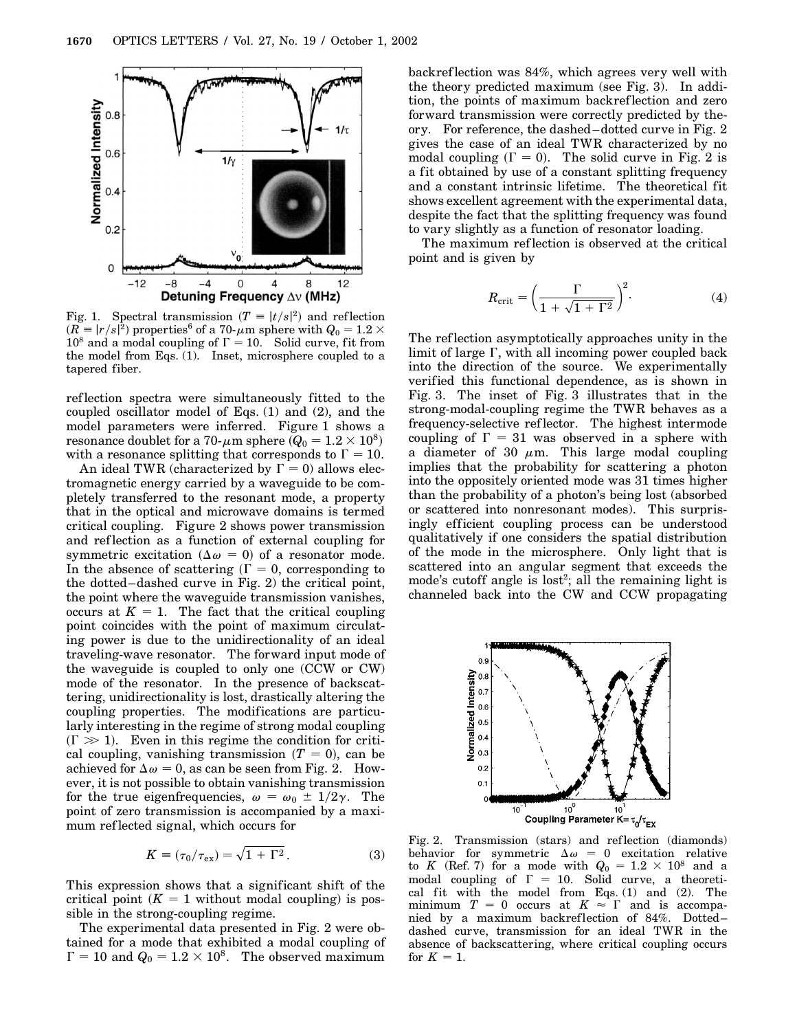Fig. 1. Spectral transmission ($T \equiv |t/s|^2$) and reflection ($R \equiv |r/s|^2$) properties[6] of a 70-$\mu$m sphere with $Q_0 = 1.2 \times 10^8$ and a modal coupling of $\Gamma = 10$. Solid curve, fit from the model from Eqs. (1). Inset, microsphere coupled to a tapered fiber.

reflection spectra were simultaneously fitted to the coupled oscillator model of Eqs. (1) and (2), and the model parameters were inferred. Figure 1 shows a resonance doublet for a 70-$\mu$m sphere ($Q_0 = 1.2 \times 10^8$) with a resonance splitting that corresponds to $\Gamma = 10$.

An ideal TWR (characterized by $\Gamma = 0$) allows electromagnetic energy carried by a waveguide to be completely transferred to the resonant mode, a property that in the optical and microwave domains is termed critical coupling. Figure 2 shows power transmission and reflection as a function of external coupling for symmetric excitation ($\Delta\omega = 0$) of a resonator mode. In the absence of scattering ($\Gamma = 0$, corresponding to the dotted–dashed curve in Fig. 2) the critical point, the point where the waveguide transmission vanishes, occurs at $K = 1$. The fact that the critical coupling point coincides with the point of maximum circulating power is due to the unidirectionality of an ideal traveling-wave resonator. The forward input mode of the waveguide is coupled to only one (CCW or CW) mode of the resonator. In the presence of backscattering, unidirectionality is lost, drastically altering the coupling properties. The modifications are particularly interesting in the regime of strong modal coupling ($\Gamma \gg 1$). Even in this regime the condition for critical coupling, vanishing transmission ($T = 0$), can be achieved for $\Delta\omega = 0$, as can be seen from Fig. 2. However, it is not possible to obtain vanishing transmission for the true eigenfrequencies, $\omega = \omega_0 \pm 1/2\gamma$. The point of zero transmission is accompanied by a maximum reflected signal, which occurs for

$$K \equiv (\tau_0/\tau_{\mathrm{ex}}) = \sqrt{1 + \Gamma^2}\,. \tag{3}$$

This expression shows that a significant shift of the critical point ($K = 1$ without modal coupling) is possible in the strong-coupling regime.

The experimental data presented in Fig. 2 were obtained for a mode that exhibited a modal coupling of $\Gamma = 10$ and $Q_0 = 1.2 \times 10^8$. The observed maximum backreflection was 84%, which agrees very well with the theory predicted maximum (see Fig. 3). In addition, the points of maximum backreflection and zero forward transmission were correctly predicted by theory. For reference, the dashed–dotted curve in Fig. 2 gives the case of an ideal TWR characterized by no modal coupling ($\Gamma = 0$). The solid curve in Fig. 2 is a fit obtained by use of a constant splitting frequency and a constant intrinsic lifetime. The theoretical fit shows excellent agreement with the experimental data, despite the fact that the splitting frequency was found to vary slightly as a function of resonator loading.

The maximum reflection is observed at the critical point and is given by

$$R_{\mathrm{crit}} = \left(\frac{\Gamma}{1 + \sqrt{1 + \Gamma^2}}\right)^2. \tag{4}$$

The reflection asymptotically approaches unity in the limit of large $\Gamma$, with all incoming power coupled back into the direction of the source. We experimentally verified this functional dependence, as is shown in Fig. 3. The inset of Fig. 3 illustrates that in the strong-modal-coupling regime the TWR behaves as a frequency-selective reflector. The highest intermode coupling of $\Gamma = 31$ was observed in a sphere with a diameter of 30 $\mu$m. This large modal coupling implies that the probability for scattering a photon into the oppositely oriented mode was 31 times higher than the probability of a photon's being lost (absorbed or scattered into nonresonant modes). This surprisingly efficient coupling process can be understood qualitatively if one considers the spatial distribution of the mode in the microsphere. Only light that is scattered into an angular segment that exceeds the mode's cutoff angle is lost[2]; all the remaining light is channeled back into the CW and CCW propagating

Fig. 2. Transmission (stars) and reflection (diamonds) behavior for symmetric $\Delta\omega = 0$ excitation relative to $K$ (Ref. 7) for a mode with $Q_0 = 1.2 \times 10^8$ and a modal coupling of $\Gamma = 10$. Solid curve, a theoretical fit with the model from Eqs. (1) and (2). The minimum $T = 0$ occurs at $K \approx \Gamma$ and is accompanied by a maximum backreflection of 84%. Dotted–dashed curve, transmission for an ideal TWR in the absence of backscattering, where critical coupling occurs for $K = 1$.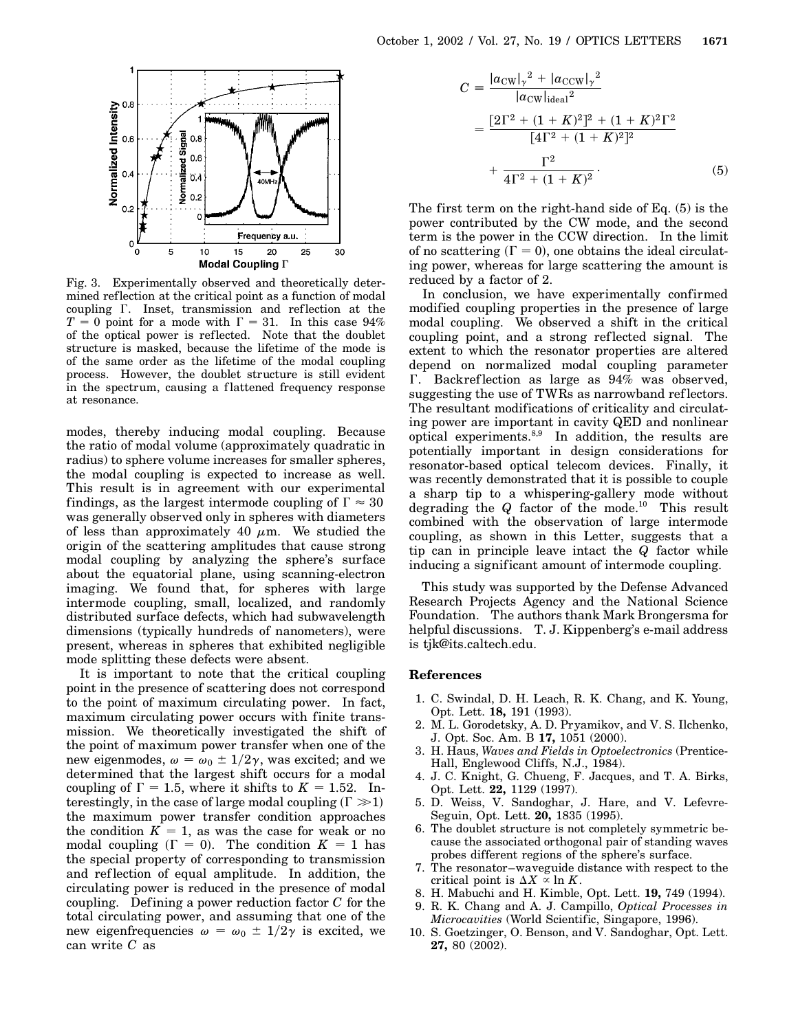Normalized Intensity

0.8

0.6

0.4

0.2

0

0 5 10 15 20 25 30

Modal Coupling Γ

Normalized Signal

1

0.8

0.6

0.4

0.2

0

40MHz

Frequency a.u.

Fig. 3. Experimentally observed and theoretically determined reflection at the critical point as a function of modal coupling Γ. Inset, transmission and reflection at the $T = 0$ point for a mode with $\Gamma = 31$. In this case 94% of the optical power is reflected. Note that the doublet structure is masked, because the lifetime of the mode is of the same order as the lifetime of the modal coupling process. However, the doublet structure is still evident in the spectrum, causing a flattened frequency response at resonance.

modes, thereby inducing modal coupling. Because the ratio of modal volume (approximately quadratic in radius) to sphere volume increases for smaller spheres, the modal coupling is expected to increase as well. This result is in agreement with our experimental findings, as the largest intermode coupling of $\Gamma \approx 30$ was generally observed only in spheres with diameters of less than approximately 40 $\mu$m. We studied the origin of the scattering amplitudes that cause strong modal coupling by analyzing the sphere's surface about the equatorial plane, using scanning-electron imaging. We found that, for spheres with large intermode coupling, small, localized, and randomly distributed surface defects, which had subwavelength dimensions (typically hundreds of nanometers), were present, whereas in spheres that exhibited negligible mode splitting these defects were absent.

It is important to note that the critical coupling point in the presence of scattering does not correspond to the point of maximum circulating power. In fact, maximum circulating power occurs with finite transmission. We theoretically investigated the shift of the point of maximum power transfer when one of the new eigenmodes, $\omega = \omega_0 \pm 1/2\gamma$, was excited; and we determined that the largest shift occurs for a modal coupling of $\Gamma = 1.5$, where it shifts to $K = 1.52$. Interestingly, in the case of large modal coupling ($\Gamma \gg 1$) the maximum power transfer condition approaches the condition $K = 1$, as was the case for weak or no modal coupling ($\Gamma = 0$). The condition $K = 1$ has the special property of corresponding to transmission and reflection of equal amplitude. In addition, the circulating power is reduced in the presence of modal coupling. Defining a power reduction factor $C$ for the total circulating power, and assuming that one of the new eigenfrequencies $\omega = \omega_0 \pm 1/2\gamma$ is excited, we can write $C$ as

$$
\begin{aligned}
C &\equiv \frac{|a_{\mathrm{CW}}|_{\gamma}^{2} + |a_{\mathrm{CCW}}|_{\gamma}^{2}}{|a_{\mathrm{CW}}|_{\mathrm{ideal}}^{2}} \\
&= \frac{[2\Gamma^2 + (1+K)^2]^2 + (1+K)^2\Gamma^2}{[4\Gamma^2 + (1+K)^2]^2} \\
&\quad + \frac{\Gamma^2}{4\Gamma^2 + (1+K)^2}\,. \qquad (5)
\end{aligned}
$$

The first term on the right-hand side of Eq. (5) is the power contributed by the CW mode, and the second term is the power in the CCW direction. In the limit of no scattering ($\Gamma = 0$), one obtains the ideal circulating power, whereas for large scattering the amount is reduced by a factor of 2.

In conclusion, we have experimentally confirmed modified coupling properties in the presence of large modal coupling. We observed a shift in the critical coupling point, and a strong reflected signal. The extent to which the resonator properties are altered depend on normalized modal coupling parameter Γ. Backreflection as large as 94% was observed, suggesting the use of TWRs as narrowband reflectors. The resultant modifications of criticality and circulating power are important in cavity QED and nonlinear optical experiments.[8,9] In addition, the results are potentially important in design considerations for resonator-based optical telecom devices. Finally, it was recently demonstrated that it is possible to couple a sharp tip to a whispering-gallery mode without degrading the $Q$ factor of the mode.[10] This result combined with the observation of large intermode coupling, as shown in this Letter, suggests that a tip can in principle leave intact the $Q$ factor while inducing a significant amount of intermode coupling.

This study was supported by the Defense Advanced Research Projects Agency and the National Science Foundation. The authors thank Mark Brongersma for helpful discussions. T. J. Kippenberg's e-mail address is tjk@its.caltech.edu.

## References

1. C. Swindal, D. H. Leach, R. K. Chang, and K. Young, Opt. Lett. **18,** 191 (1993).
2. M. L. Gorodetsky, A. D. Pryamikov, and V. S. Ilchenko, J. Opt. Soc. Am. B **17,** 1051 (2000).
3. H. Haus, *Waves and Fields in Optoelectronics* (Prentice-Hall, Englewood Cliffs, N.J., 1984).
4. J. C. Knight, G. Chueng, F. Jacques, and T. A. Birks, Opt. Lett. **22,** 1129 (1997).
5. D. Weiss, V. Sandoghar, J. Hare, and V. Lefevre-Seguin, Opt. Lett. **20,** 1835 (1995).
6. The doublet structure is not completely symmetric because the associated orthogonal pair of standing waves probes different regions of the sphere's surface.
7. The resonator–waveguide distance with respect to the critical point is $\Delta X \propto \ln K$.
8. H. Mabuchi and H. Kimble, Opt. Lett. **19,** 749 (1994).
9. R. K. Chang and A. J. Campillo, *Optical Processes in Microcavities* (World Scientific, Singapore, 1996).
10. S. Goetzinger, O. Benson, and V. Sandoghar, Opt. Lett. **27,** 80 (2002).